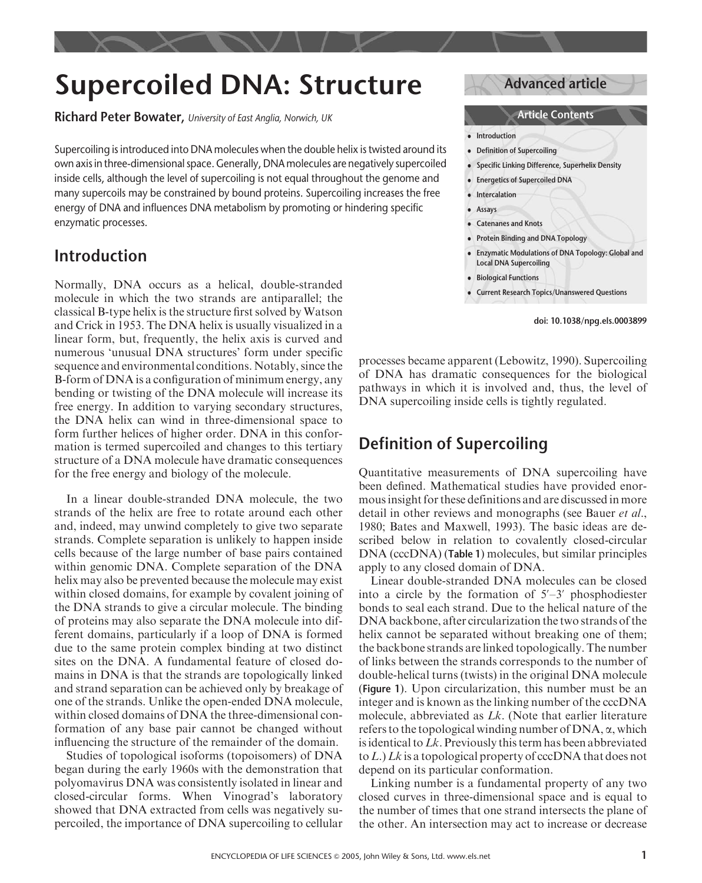# Supercoiled DNA: Structure

**Richard Peter Bowater,** *University of East Anglia, Norwich, UK*

**Advanced article**

**Article Contents**

- Introduction
- Definition of Supercoiling
- Specific Linking Difference, Superhelix Density
- Energetics of Supercoiled DNA
- Intercalation
- Assays
- Catenanes and Knots
- Protein Binding and DNA Topology
- Enzymatic Modulations of DNA Topology: Global and Local DNA Supercoiling
- Biological Functions
- Current Research Topics/Unanswered Questions

doi: 10.1038/npg.els.0003899

Supercoiling is introduced into DNA molecules when the double helix is twisted around its own axis in three-dimensional space. Generally, DNA molecules are negatively supercoiled inside cells, although the level of supercoiling is not equal throughout the genome and many supercoils may be constrained by bound proteins. Supercoiling increases the free energy of DNA and influences DNA metabolism by promoting or hindering specific enzymatic processes.

## Introduction

Normally, DNA occurs as a helical, double-stranded molecule in which the two strands are antiparallel; the classical B-type helix is the structure first solved by Watson and Crick in 1953. The DNA helix is usually visualized in a linear form, but, frequently, the helix axis is curved and numerous 'unusual DNA structures' form under specific sequence and environmental conditions. Notably, since the B-form of DNA is a configuration of minimum energy, any bending or twisting of the DNA molecule will increase its free energy. In addition to varying secondary structures, the DNA helix can wind in three-dimensional space to form further helices of higher order. DNA in this conformation is termed supercoiled and changes to this tertiary structure of a DNA molecule have dramatic consequences for the free energy and biology of the molecule.

In a linear double-stranded DNA molecule, the two strands of the helix are free to rotate around each other and, indeed, may unwind completely to give two separate strands. Complete separation is unlikely to happen inside cells because of the large number of base pairs contained within genomic DNA. Complete separation of the DNA helix may also be prevented because the molecule may exist within closed domains, for example by covalent joining of the DNA strands to give a circular molecule. The binding of proteins may also separate the DNA molecule into different domains, particularly if a loop of DNA is formed due to the same protein complex binding at two distinct sites on the DNA. A fundamental feature of closed domains in DNA is that the strands are topologically linked and strand separation can be achieved only by breakage of one of the strands. Unlike the open-ended DNA molecule, within closed domains of DNA the three-dimensional conformation of any base pair cannot be changed without influencing the structure of the remainder of the domain.

Studies of topological isoforms (topoisomers) of DNA began during the early 1960s with the demonstration that polyomavirus DNA was consistently isolated in linear and closed-circular forms. When Vinograd's laboratory showed that DNA extracted from cells was negatively supercoiled, the importance of DNA supercoiling to cellular processes became apparent (Lebowitz, 1990). Supercoiling of DNA has dramatic consequences for the biological pathways in which it is involved and, thus, the level of DNA supercoiling inside cells is tightly regulated.

## Definition of Supercoiling

Quantitative measurements of DNA supercoiling have been defined. Mathematical studies have provided enormous insight for these definitions and are discussed in more detail in other reviews and monographs (see Bauer *et al*., 1980; Bates and Maxwell, 1993). The basic ideas are described below in relation to covalently closed-circular DNA (cccDNA) (**Table 1**) molecules, but similar principles apply to any closed domain of DNA.

Linear double-stranded DNA molecules can be closed into a circle by the formation of 5′–3′ phosphodiester bonds to seal each strand. Due to the helical nature of the DNA backbone, after circularization the two strands of the helix cannot be separated without breaking one of them; the backbone strands are linked topologically. The number of links between the strands corresponds to the number of double-helical turns (twists) in the original DNA molecule (**Figure 1**). Upon circularization, this number must be an integer and is known as the linking number of the cccDNA molecule, abbreviated as *Lk*. (Note that earlier literature refers to the topological winding number of DNA, $\alpha$, which is identical to *Lk*. Previously this term has been abbreviated to *L*.) *Lk* is a topological property of cccDNA that does not depend on its particular conformation.

Linking number is a fundamental property of any two closed curves in three-dimensional space and is equal to the number of times that one strand intersects the plane of the other. An intersection may act to increase or decrease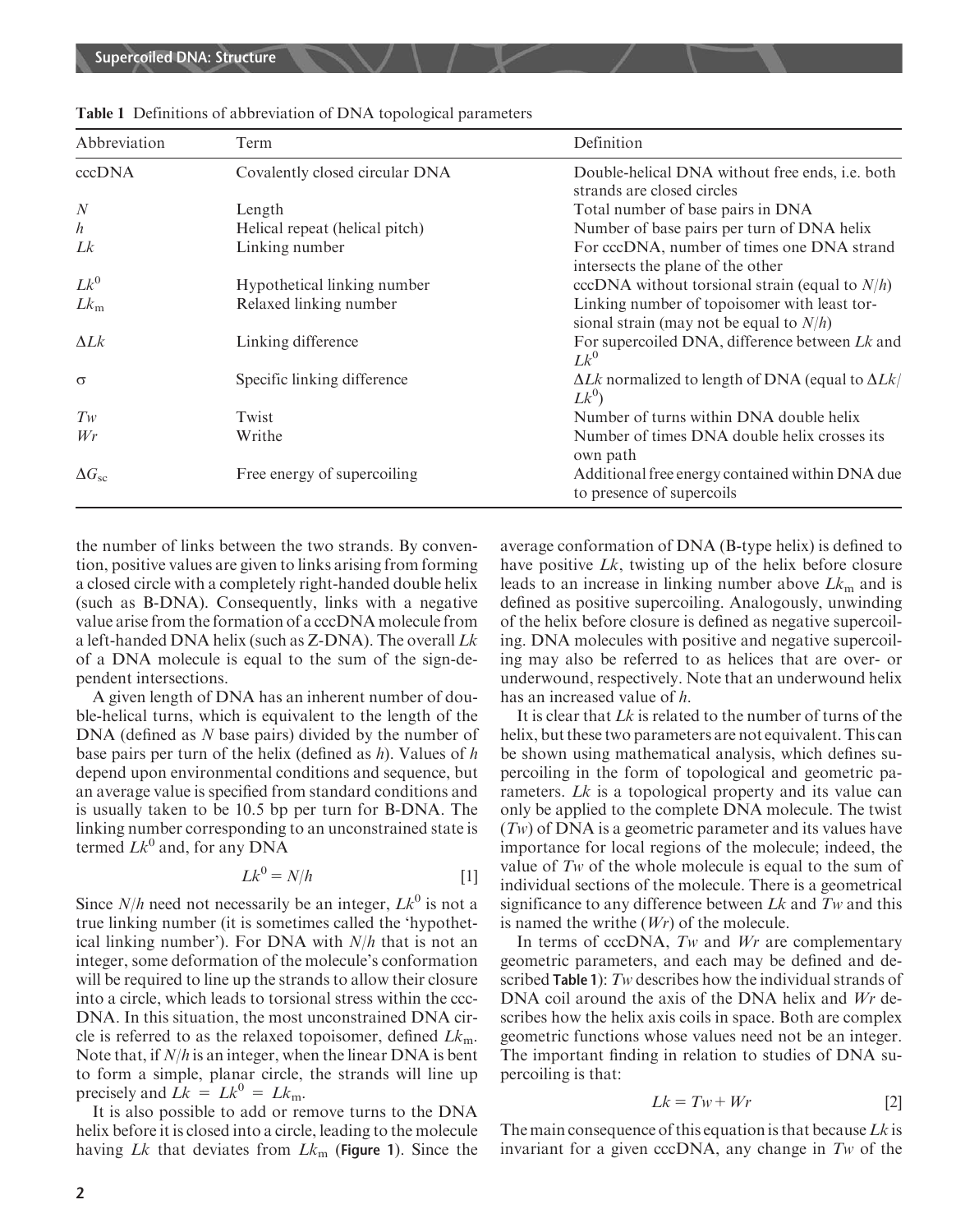**Table 1** Definitions of abbreviation of DNA topological parameters

| Abbreviation | Term | Definition |
|---|---|---|
| cccDNA | Covalently closed circular DNA | Double-helical DNA without free ends, i.e. both strands are closed circles |
| $N$ | Length | Total number of base pairs in DNA |
| $h$ | Helical repeat (helical pitch) | Number of base pairs per turn of DNA helix |
| $Lk$ | Linking number | For cccDNA, number of times one DNA strand intersects the plane of the other |
| $Lk^0$ | Hypothetical linking number | cccDNA without torsional strain (equal to $N/h$) |
| $Lk_m$ | Relaxed linking number | Linking number of topoisomer with least torsional strain (may not be equal to $N/h$) |
| $\Delta Lk$ | Linking difference | For supercoiled DNA, difference between $Lk$ and $Lk^0$ |
| $\sigma$ | Specific linking difference | $\Delta Lk$ normalized to length of DNA (equal to $\Delta Lk/Lk^0$) |
| $Tw$ | Twist | Number of turns within DNA double helix |
| $Wr$ | Writhe | Number of times DNA double helix crosses its own path |
| $\Delta G_{sc}$ | Free energy of supercoiling | Additional free energy contained within DNA due to presence of supercoils |

the number of links between the two strands. By convention, positive values are given to links arising from forming a closed circle with a completely right-handed double helix (such as B-DNA). Consequently, links with a negative value arise from the formation of a cccDNA molecule from a left-handed DNA helix (such as Z-DNA). The overall $Lk$ of a DNA molecule is equal to the sum of the sign-dependent intersections.

A given length of DNA has an inherent number of double-helical turns, which is equivalent to the length of the DNA (defined as $N$ base pairs) divided by the number of base pairs per turn of the helix (defined as $h$). Values of $h$ depend upon environmental conditions and sequence, but an average value is specified from standard conditions and is usually taken to be 10.5 bp per turn for B-DNA. The linking number corresponding to an unconstrained state is termed $Lk^0$ and, for any DNA

$$Lk^0 = N/h \quad [1]$$

Since $N/h$ need not necessarily be an integer, $Lk^0$ is not a true linking number (it is sometimes called the 'hypothetical linking number'). For DNA with $N/h$ that is not an integer, some deformation of the molecule's conformation will be required to line up the strands to allow their closure into a circle, which leads to torsional stress within the cccDNA. In this situation, the most unconstrained DNA circle is referred to as the relaxed topoisomer, defined $Lk_m$. Note that, if $N/h$ is an integer, when the linear DNA is bent to form a simple, planar circle, the strands will line up precisely and $Lk = Lk^0 = Lk_m$.

It is also possible to add or remove turns to the DNA helix before it is closed into a circle, leading to the molecule having $Lk$ that deviates from $Lk_m$ (**Figure 1**). Since the average conformation of DNA (B-type helix) is defined to have positive $Lk$, twisting up of the helix before closure leads to an increase in linking number above $Lk_m$ and is defined as positive supercoiling. Analogously, unwinding of the helix before closure is defined as negative supercoiling. DNA molecules with positive and negative supercoiling may also be referred to as helices that are over- or underwound, respectively. Note that an underwound helix has an increased value of $h$.

It is clear that $Lk$ is related to the number of turns of the helix, but these two parameters are not equivalent. This can be shown using mathematical analysis, which defines supercoiling in the form of topological and geometric parameters. $Lk$ is a topological property and its value can only be applied to the complete DNA molecule. The twist ($Tw$) of DNA is a geometric parameter and its values have importance for local regions of the molecule; indeed, the value of $Tw$ of the whole molecule is equal to the sum of individual sections of the molecule. There is a geometrical significance to any difference between $Lk$ and $Tw$ and this is named the writhe ($Wr$) of the molecule.

In terms of cccDNA, $Tw$ and $Wr$ are complementary geometric parameters, and each may be defined and described **Table 1**): $Tw$ describes how the individual strands of DNA coil around the axis of the DNA helix and $Wr$ describes how the helix axis coils in space. Both are complex geometric functions whose values need not be an integer. The important finding in relation to studies of DNA supercoiling is that:

$$Lk = Tw + Wr \quad [2]$$

The main consequence of this equation is that because $Lk$ is invariant for a given cccDNA, any change in $Tw$ of the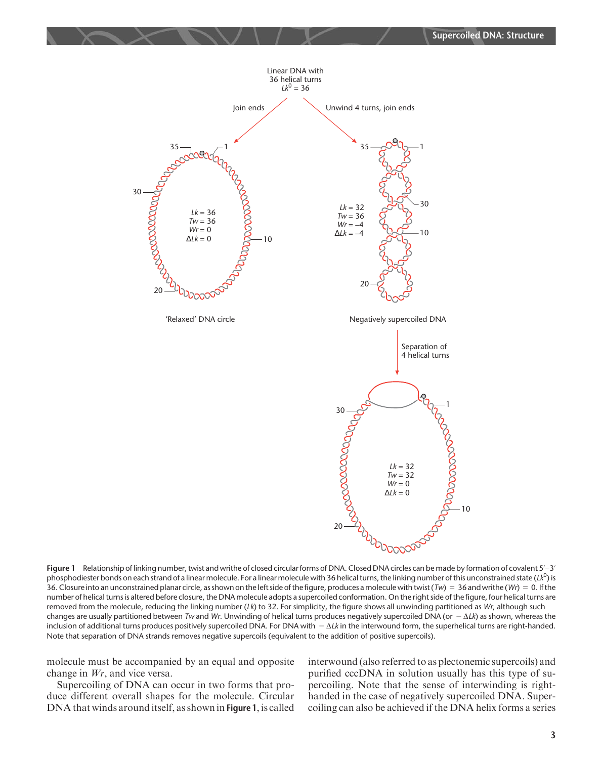**Figure 1** Relationship of linking number, twist and writhe of closed circular forms of DNA. Closed DNA circles can be made by formation of covalent 5′–3′ phosphodiester bonds on each strand of a linear molecule. For a linear molecule with 36 helical turns, the linking number of this unconstrained state ($Lk^0$) is 36. Closure into an unconstrained planar circle, as shown on the left side of the figure, produces a molecule with twist ($Tw$) = 36 and writhe ($Wr$) = 0. If the number of helical turns is altered before closure, the DNA molecule adopts a supercoiled conformation. On the right side of the figure, four helical turns are removed from the molecule, reducing the linking number ($Lk$) to 32. For simplicity, the figure shows all unwinding partitioned as $Wr$, although such changes are usually partitioned between $Tw$ and $Wr$. Unwinding of helical turns produces negatively supercoiled DNA (or $-\Delta Lk$) as shown, whereas the inclusion of additional turns produces positively supercoiled DNA. For DNA with $-\Delta Lk$ in the interwound form, the superhelical turns are right-handed. Note that separation of DNA strands removes negative supercoils (equivalent to the addition of positive supercoils).

molecule must be accompanied by an equal and opposite change in $Wr$, and vice versa.

Supercoiling of DNA can occur in two forms that produce different overall shapes for the molecule. Circular DNA that winds around itself, as shown in **Figure 1**, is called interwound (also referred to as plectonemic supercoils) and purified cccDNA in solution usually has this type of supercoiling. Note that the sense of interwinding is right-handed in the case of negatively supercoiled DNA. Supercoiling can also be achieved if the DNA helix forms a series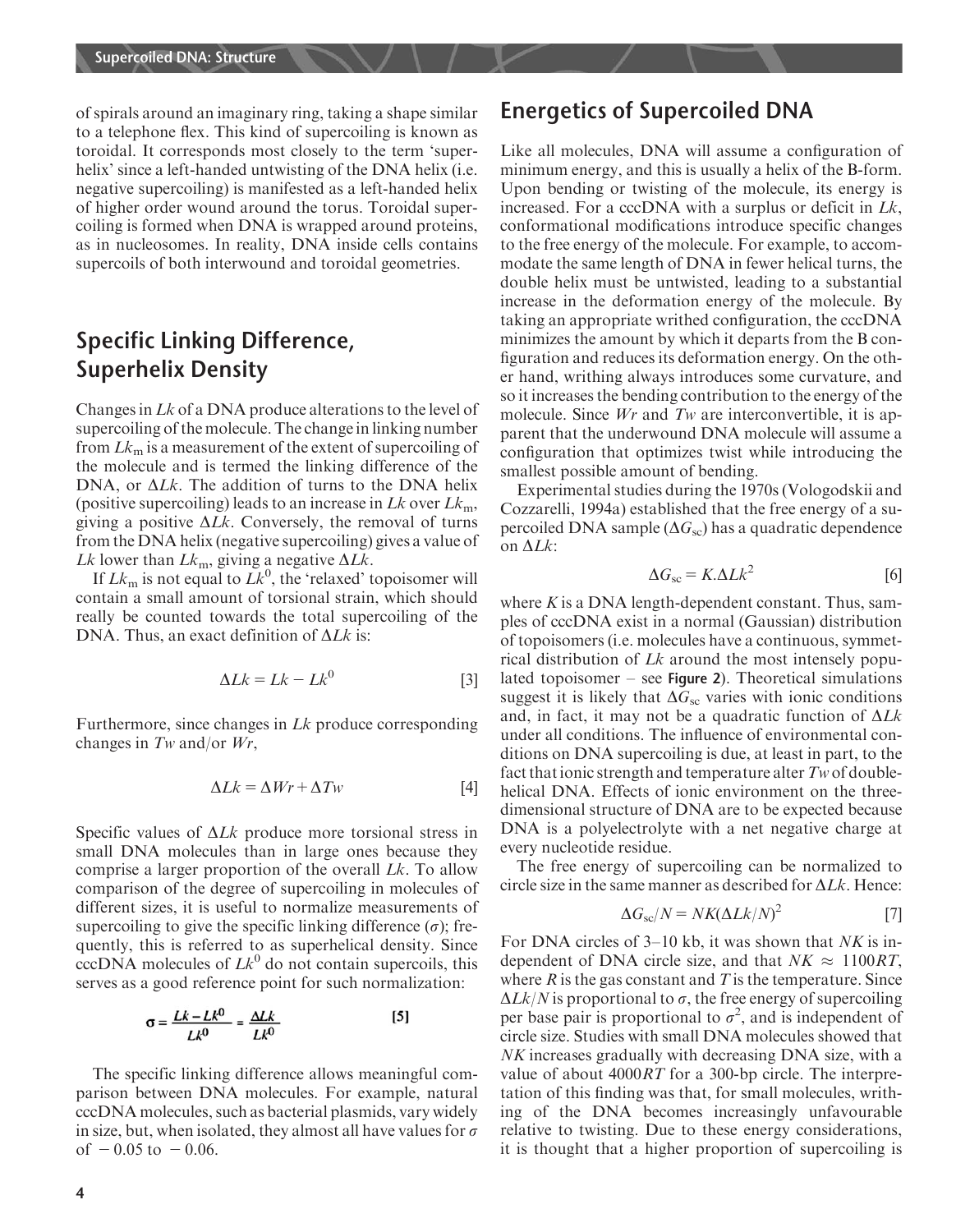of spirals around an imaginary ring, taking a shape similar to a telephone flex. This kind of supercoiling is known as toroidal. It corresponds most closely to the term 'superhelix' since a left-handed untwisting of the DNA helix (i.e. negative supercoiling) is manifested as a left-handed helix of higher order wound around the torus. Toroidal supercoiling is formed when DNA is wrapped around proteins, as in nucleosomes. In reality, DNA inside cells contains supercoils of both interwound and toroidal geometries.

## Specific Linking Difference, Superhelix Density

Changes in $Lk$ of a DNA produce alterations to the level of supercoiling of the molecule. The change in linking number from $Lk_m$ is a measurement of the extent of supercoiling of the molecule and is termed the linking difference of the DNA, or $\Delta Lk$. The addition of turns to the DNA helix (positive supercoiling) leads to an increase in $Lk$ over $Lk_m$, giving a positive $\Delta Lk$. Conversely, the removal of turns from the DNA helix (negative supercoiling) gives a value of $Lk$ lower than $Lk_m$, giving a negative $\Delta Lk$.

If $Lk_m$ is not equal to $Lk^0$, the 'relaxed' topoisomer will contain a small amount of torsional strain, which should really be counted towards the total supercoiling of the DNA. Thus, an exact definition of $\Delta Lk$ is:

$$\Delta Lk = Lk - Lk^0 \quad [3]$$

Furthermore, since changes in $Lk$ produce corresponding changes in $Tw$ and/or $Wr$,

$$\Delta Lk = \Delta Wr + \Delta Tw \quad [4]$$

Specific values of $\Delta Lk$ produce more torsional stress in small DNA molecules than in large ones because they comprise a larger proportion of the overall $Lk$. To allow comparison of the degree of supercoiling in molecules of different sizes, it is useful to normalize measurements of supercoiling to give the specific linking difference ($\sigma$); frequently, this is referred to as superhelical density. Since cccDNA molecules of $Lk^0$ do not contain supercoils, this serves as a good reference point for such normalization:

$$\sigma = \frac{Lk - Lk^0}{Lk^0} = \frac{\Delta Lk}{Lk^0} \quad [5]$$

The specific linking difference allows meaningful comparison between DNA molecules. For example, natural cccDNA molecules, such as bacterial plasmids, vary widely in size, but, when isolated, they almost all have values for $\sigma$ of $-0.05$ to $-0.06$.

## Energetics of Supercoiled DNA

Like all molecules, DNA will assume a configuration of minimum energy, and this is usually a helix of the B-form. Upon bending or twisting of the molecule, its energy is increased. For a cccDNA with a surplus or deficit in $Lk$, conformational modifications introduce specific changes to the free energy of the molecule. For example, to accommodate the same length of DNA in fewer helical turns, the double helix must be untwisted, leading to a substantial increase in the deformation energy of the molecule. By taking an appropriate writhed configuration, the cccDNA minimizes the amount by which it departs from the B configuration and reduces its deformation energy. On the other hand, writhing always introduces some curvature, and so it increases the bending contribution to the energy of the molecule. Since $Wr$ and $Tw$ are interconvertible, it is apparent that the underwound DNA molecule will assume a configuration that optimizes twist while introducing the smallest possible amount of bending.

Experimental studies during the 1970s (Vologodskii and Cozzarelli, 1994a) established that the free energy of a supercoiled DNA sample ($\Delta G_{sc}$) has a quadratic dependence on $\Delta Lk$:

$$\Delta G_{sc} = K.\Delta Lk^2 \quad [6]$$

where $K$ is a DNA length-dependent constant. Thus, samples of cccDNA exist in a normal (Gaussian) distribution of topoisomers (i.e. molecules have a continuous, symmetrical distribution of $Lk$ around the most intensely populated topoisomer – see **Figure 2**). Theoretical simulations suggest it is likely that $\Delta G_{sc}$ varies with ionic conditions and, in fact, it may not be a quadratic function of $\Delta Lk$ under all conditions. The influence of environmental conditions on DNA supercoiling is due, at least in part, to the fact that ionic strength and temperature alter $Tw$ of double-helical DNA. Effects of ionic environment on the three-dimensional structure of DNA are to be expected because DNA is a polyelectrolyte with a net negative charge at every nucleotide residue.

The free energy of supercoiling can be normalized to circle size in the same manner as described for $\Delta Lk$. Hence:

$$\Delta G_{sc}/N = NK(\Delta Lk/N)^2 \quad [7]$$

For DNA circles of 3–10 kb, it was shown that $NK$ is independent of DNA circle size, and that $NK \approx 1100RT$, where $R$ is the gas constant and $T$ is the temperature. Since $\Delta Lk/N$ is proportional to $\sigma$, the free energy of supercoiling per base pair is proportional to $\sigma^2$, and is independent of circle size. Studies with small DNA molecules showed that $NK$ increases gradually with decreasing DNA size, with a value of about $4000RT$ for a 300-bp circle. The interpretation of this finding was that, for small molecules, writhing of the DNA becomes increasingly unfavourable relative to twisting. Due to these energy considerations, it is thought that a higher proportion of supercoiling is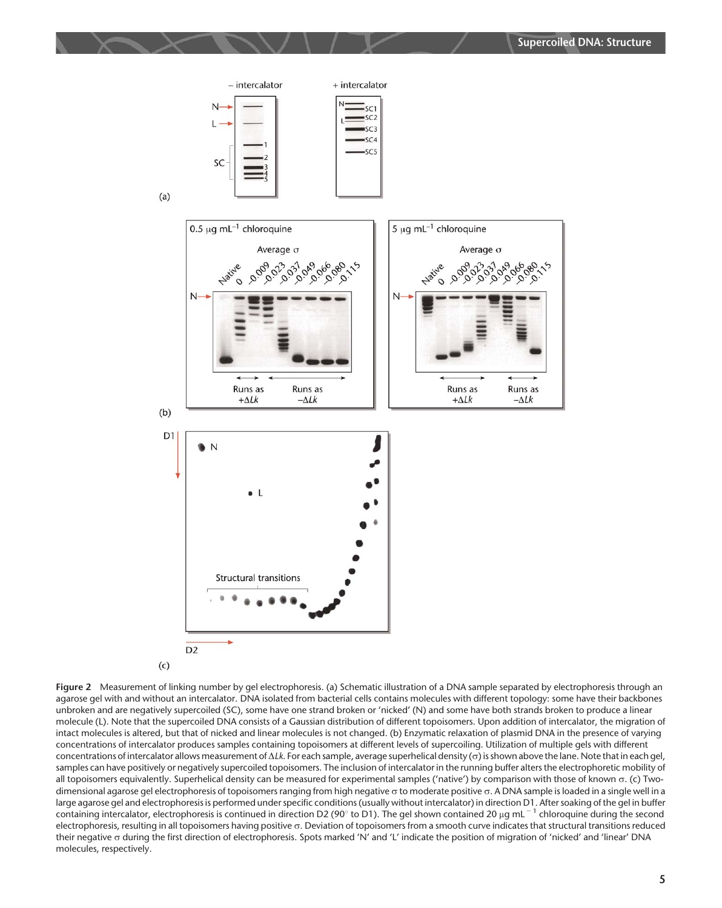**Figure 2** Measurement of linking number by gel electrophoresis. (a) Schematic illustration of a DNA sample separated by electrophoresis through an agarose gel with and without an intercalator. DNA isolated from bacterial cells contains molecules with different topology: some have their backbones unbroken and are negatively supercoiled (SC), some have one strand broken or 'nicked' (N) and some have both strands broken to produce a linear molecule (L). Note that the supercoiled DNA consists of a Gaussian distribution of different topoisomers. Upon addition of intercalator, the migration of intact molecules is altered, but that of nicked and linear molecules is not changed. (b) Enzymatic relaxation of plasmid DNA in the presence of varying concentrations of intercalator produces samples containing topoisomers at different levels of supercoiling. Utilization of multiple gels with different concentrations of intercalator allows measurement of $\Delta Lk$. For each sample, average superhelical density ($\sigma$) is shown above the lane. Note that in each gel, samples can have positively or negatively supercoiled topoisomers. The inclusion of intercalator in the running buffer alters the electrophoretic mobility of all topoisomers equivalently. Superhelical density can be measured for experimental samples ('native') by comparison with those of known $\sigma$. (c) Two-dimensional agarose gel electrophoresis of topoisomers ranging from high negative $\sigma$ to moderate positive $\sigma$. A DNA sample is loaded in a single well in a large agarose gel and electrophoresis is performed under specific conditions (usually without intercalator) in direction D1. After soaking of the gel in buffer containing intercalator, electrophoresis is continued in direction D2 (90° to D1). The gel shown contained 20 $\mu g\ mL^{-1}$ chloroquine during the second electrophoresis, resulting in all topoisomers having positive $\sigma$. Deviation of topoisomers from a smooth curve indicates that structural transitions reduced their negative $\sigma$ during the first direction of electrophoresis. Spots marked 'N' and 'L' indicate the position of migration of 'nicked' and 'linear' DNA molecules, respectively.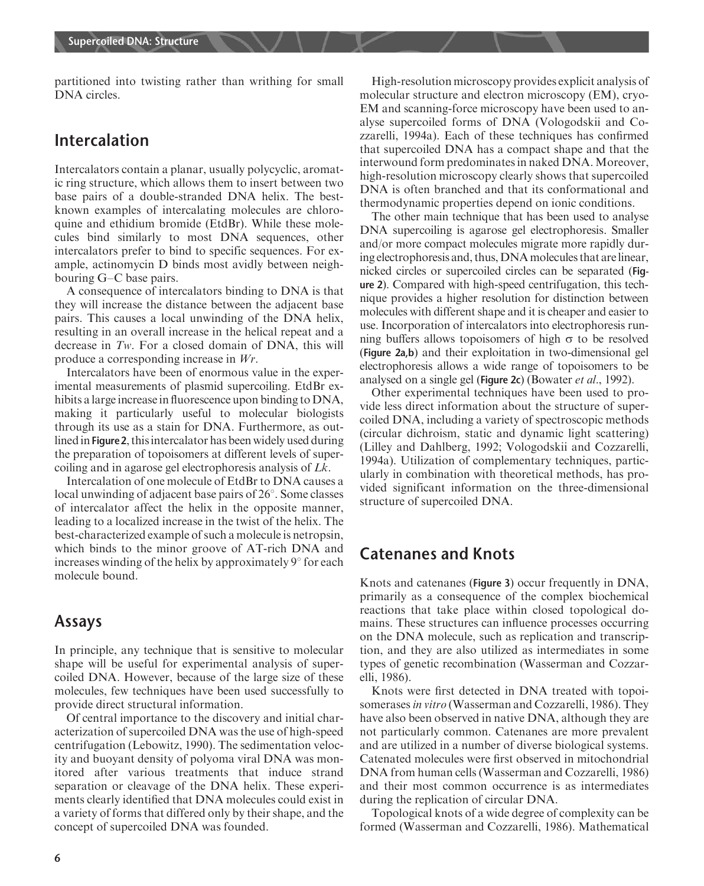partitioned into twisting rather than writhing for small DNA circles.

## Intercalation

Intercalators contain a planar, usually polycyclic, aromatic ring structure, which allows them to insert between two base pairs of a double-stranded DNA helix. The best-known examples of intercalating molecules are chloroquine and ethidium bromide (EtdBr). While these molecules bind similarly to most DNA sequences, other intercalators prefer to bind to specific sequences. For example, actinomycin D binds most avidly between neighbouring G–C base pairs.

A consequence of intercalators binding to DNA is that they will increase the distance between the adjacent base pairs. This causes a local unwinding of the DNA helix, resulting in an overall increase in the helical repeat and a decrease in *Tw*. For a closed domain of DNA, this will produce a corresponding increase in *Wr*.

Intercalators have been of enormous value in the experimental measurements of plasmid supercoiling. EtdBr exhibits a large increase in fluorescence upon binding to DNA, making it particularly useful to molecular biologists through its use as a stain for DNA. Furthermore, as outlined in **Figure 2**, this intercalator has been widely used during the preparation of topoisomers at different levels of supercoiling and in agarose gel electrophoresis analysis of *Lk*.

Intercalation of one molecule of EtdBr to DNA causes a local unwinding of adjacent base pairs of $26^{\circ}$. Some classes of intercalator affect the helix in the opposite manner, leading to a localized increase in the twist of the helix. The best-characterized example of such a molecule is netropsin, which binds to the minor groove of AT-rich DNA and increases winding of the helix by approximately $9^{\circ}$ for each molecule bound.

## Assays

In principle, any technique that is sensitive to molecular shape will be useful for experimental analysis of supercoiled DNA. However, because of the large size of these molecules, few techniques have been used successfully to provide direct structural information.

Of central importance to the discovery and initial characterization of supercoiled DNA was the use of high-speed centrifugation (Lebowitz, 1990). The sedimentation velocity and buoyant density of polyoma viral DNA was monitored after various treatments that induce strand separation or cleavage of the DNA helix. These experiments clearly identified that DNA molecules could exist in a variety of forms that differed only by their shape, and the concept of supercoiled DNA was founded.

High-resolution microscopy provides explicit analysis of molecular structure and electron microscopy (EM), cryo-EM and scanning-force microscopy have been used to analyse supercoiled forms of DNA (Vologodskii and Cozzarelli, 1994a). Each of these techniques has confirmed that supercoiled DNA has a compact shape and that the interwound form predominates in naked DNA. Moreover, high-resolution microscopy clearly shows that supercoiled DNA is often branched and that its conformational and thermodynamic properties depend on ionic conditions.

The other main technique that has been used to analyse DNA supercoiling is agarose gel electrophoresis. Smaller and/or more compact molecules migrate more rapidly during electrophoresis and, thus, DNA molecules that are linear, nicked circles or supercoiled circles can be separated (**Figure 2**). Compared with high-speed centrifugation, this technique provides a higher resolution for distinction between molecules with different shape and it is cheaper and easier to use. Incorporation of intercalators into electrophoresis running buffers allows topoisomers of high $\sigma$ to be resolved (**Figure 2a,b**) and their exploitation in two-dimensional gel electrophoresis allows a wide range of topoisomers to be analysed on a single gel (**Figure 2c**) (Bowater *et al.*, 1992).

Other experimental techniques have been used to provide less direct information about the structure of supercoiled DNA, including a variety of spectroscopic methods (circular dichroism, static and dynamic light scattering) (Lilley and Dahlberg, 1992; Vologodskii and Cozzarelli, 1994a). Utilization of complementary techniques, particularly in combination with theoretical methods, has provided significant information on the three-dimensional structure of supercoiled DNA.

## Catenanes and Knots

Knots and catenanes (**Figure 3**) occur frequently in DNA, primarily as a consequence of the complex biochemical reactions that take place within closed topological domains. These structures can influence processes occurring on the DNA molecule, such as replication and transcription, and they are also utilized as intermediates in some types of genetic recombination (Wasserman and Cozzarelli, 1986).

Knots were first detected in DNA treated with topoisomerases *in vitro* (Wasserman and Cozzarelli, 1986). They have also been observed in native DNA, although they are not particularly common. Catenanes are more prevalent and are utilized in a number of diverse biological systems. Catenated molecules were first observed in mitochondrial DNA from human cells (Wasserman and Cozzarelli, 1986) and their most common occurrence is as intermediates during the replication of circular DNA.

Topological knots of a wide degree of complexity can be formed (Wasserman and Cozzarelli, 1986). Mathematical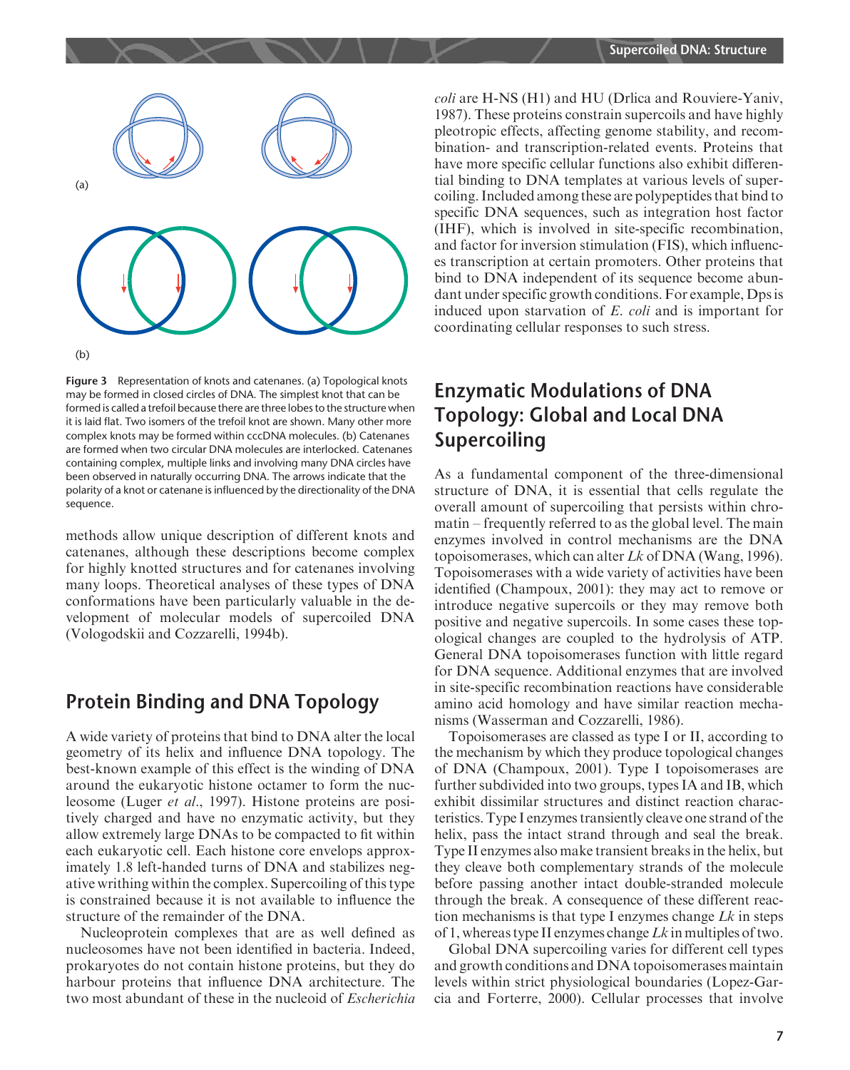Figure 3 Representation of knots and catenanes. (a) Topological knots may be formed in closed circles of DNA. The simplest knot that can be formed is called a trefoil because there are three lobes to the structure when it is laid flat. Two isomers of the trefoil knot are shown. Many other more complex knots may be formed within cccDNA molecules. (b) Catenanes are formed when two circular DNA molecules are interlocked. Catenanes containing complex, multiple links and involving many DNA circles have been observed in naturally occurring DNA. The arrows indicate that the polarity of a knot or catenane is influenced by the directionality of the DNA sequence.

methods allow unique description of different knots and catenanes, although these descriptions become complex for highly knotted structures and for catenanes involving many loops. Theoretical analyses of these types of DNA conformations have been particularly valuable in the development of molecular models of supercoiled DNA (Vologodskii and Cozzarelli, 1994b).

## Protein Binding and DNA Topology

A wide variety of proteins that bind to DNA alter the local geometry of its helix and influence DNA topology. The best-known example of this effect is the winding of DNA around the eukaryotic histone octamer to form the nucleosome (Luger *et al*., 1997). Histone proteins are positively charged and have no enzymatic activity, but they allow extremely large DNAs to be compacted to fit within each eukaryotic cell. Each histone core envelops approximately 1.8 left-handed turns of DNA and stabilizes negative writhing within the complex. Supercoiling of this type is constrained because it is not available to influence the structure of the remainder of the DNA.

Nucleoprotein complexes that are as well defined as nucleosomes have not been identified in bacteria. Indeed, prokaryotes do not contain histone proteins, but they do harbour proteins that influence DNA architecture. The two most abundant of these in the nucleoid of *Escherichia coli* are H-NS (H1) and HU (Drlica and Rouviere-Yaniv, 1987). These proteins constrain supercoils and have highly pleotropic effects, affecting genome stability, and recombination- and transcription-related events. Proteins that have more specific cellular functions also exhibit differential binding to DNA templates at various levels of supercoiling. Included among these are polypeptides that bind to specific DNA sequences, such as integration host factor (IHF), which is involved in site-specific recombination, and factor for inversion stimulation (FIS), which influences transcription at certain promoters. Other proteins that bind to DNA independent of its sequence become abundant under specific growth conditions. For example, Dps is induced upon starvation of *E. coli* and is important for coordinating cellular responses to such stress.

## Enzymatic Modulations of DNA Topology: Global and Local DNA Supercoiling

As a fundamental component of the three-dimensional structure of DNA, it is essential that cells regulate the overall amount of supercoiling that persists within chromatin – frequently referred to as the global level. The main enzymes involved in control mechanisms are the DNA topoisomerases, which can alter *Lk* of DNA (Wang, 1996). Topoisomerases with a wide variety of activities have been identified (Champoux, 2001): they may act to remove or introduce negative supercoils or they may remove both positive and negative supercoils. In some cases these topological changes are coupled to the hydrolysis of ATP. General DNA topoisomerases function with little regard for DNA sequence. Additional enzymes that are involved in site-specific recombination reactions have considerable amino acid homology and have similar reaction mechanisms (Wasserman and Cozzarelli, 1986).

Topoisomerases are classed as type I or II, according to the mechanism by which they produce topological changes of DNA (Champoux, 2001). Type I topoisomerases are further subdivided into two groups, types IA and IB, which exhibit dissimilar structures and distinct reaction characteristics. Type I enzymes transiently cleave one strand of the helix, pass the intact strand through and seal the break. Type II enzymes also make transient breaks in the helix, but they cleave both complementary strands of the molecule before passing another intact double-stranded molecule through the break. A consequence of these different reaction mechanisms is that type I enzymes change *Lk* in steps of 1, whereas type II enzymes change *Lk* in multiples of two.

Global DNA supercoiling varies for different cell types and growth conditions and DNA topoisomerases maintain levels within strict physiological boundaries (Lopez-Garcia and Forterre, 2000). Cellular processes that involve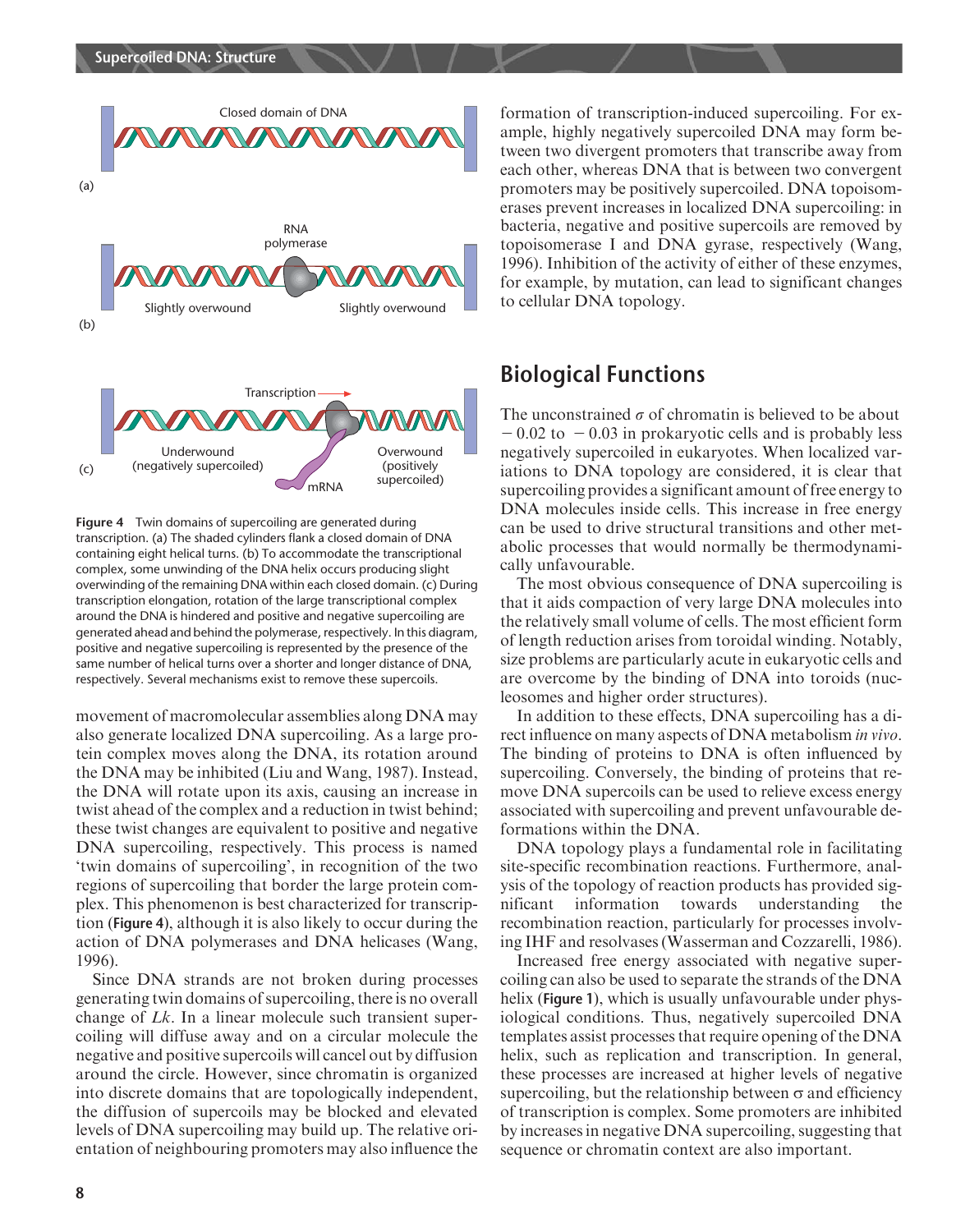Figure 4 Twin domains of supercoiling are generated during transcription. (a) The shaded cylinders flank a closed domain of DNA containing eight helical turns. (b) To accommodate the transcriptional complex, some unwinding of the DNA helix occurs producing slight overwinding of the remaining DNA within each closed domain. (c) During transcription elongation, rotation of the large transcriptional complex around the DNA is hindered and positive and negative supercoiling are generated ahead and behind the polymerase, respectively. In this diagram, positive and negative supercoiling is represented by the presence of the same number of helical turns over a shorter and longer distance of DNA, respectively. Several mechanisms exist to remove these supercoils.

movement of macromolecular assemblies along DNA may also generate localized DNA supercoiling. As a large protein complex moves along the DNA, its rotation around the DNA may be inhibited (Liu and Wang, 1987). Instead, the DNA will rotate upon its axis, causing an increase in twist ahead of the complex and a reduction in twist behind; these twist changes are equivalent to positive and negative DNA supercoiling, respectively. This process is named 'twin domains of supercoiling', in recognition of the two regions of supercoiling that border the large protein complex. This phenomenon is best characterized for transcription (**Figure 4**), although it is also likely to occur during the action of DNA polymerases and DNA helicases (Wang, 1996).

Since DNA strands are not broken during processes generating twin domains of supercoiling, there is no overall change of *Lk*. In a linear molecule such transient supercoiling will diffuse away and on a circular molecule the negative and positive supercoils will cancel out by diffusion around the circle. However, since chromatin is organized into discrete domains that are topologically independent, the diffusion of supercoils may be blocked and elevated levels of DNA supercoiling may build up. The relative orientation of neighbouring promoters may also influence the formation of transcription-induced supercoiling. For example, highly negatively supercoiled DNA may form between two divergent promoters that transcribe away from each other, whereas DNA that is between two convergent promoters may be positively supercoiled. DNA topoisomerases prevent increases in localized DNA supercoiling: in bacteria, negative and positive supercoils are removed by topoisomerase I and DNA gyrase, respectively (Wang, 1996). Inhibition of the activity of either of these enzymes, for example, by mutation, can lead to significant changes to cellular DNA topology.

## Biological Functions

The unconstrained $\sigma$ of chromatin is believed to be about $-0.02$ to $-0.03$ in prokaryotic cells and is probably less negatively supercoiled in eukaryotes. When localized variations to DNA topology are considered, it is clear that supercoiling provides a significant amount of free energy to DNA molecules inside cells. This increase in free energy can be used to drive structural transitions and other metabolic processes that would normally be thermodynamically unfavourable.

The most obvious consequence of DNA supercoiling is that it aids compaction of very large DNA molecules into the relatively small volume of cells. The most efficient form of length reduction arises from toroidal winding. Notably, size problems are particularly acute in eukaryotic cells and are overcome by the binding of DNA into toroids (nucleosomes and higher order structures).

In addition to these effects, DNA supercoiling has a direct influence on many aspects of DNA metabolism *in vivo*. The binding of proteins to DNA is often influenced by supercoiling. Conversely, the binding of proteins that remove DNA supercoils can be used to relieve excess energy associated with supercoiling and prevent unfavourable deformations within the DNA.

DNA topology plays a fundamental role in facilitating site-specific recombination reactions. Furthermore, analysis of the topology of reaction products has provided significant information towards understanding the recombination reaction, particularly for processes involving IHF and resolvases (Wasserman and Cozzarelli, 1986).

Increased free energy associated with negative supercoiling can also be used to separate the strands of the DNA helix (**Figure 1**), which is usually unfavourable under physiological conditions. Thus, negatively supercoiled DNA templates assist processes that require opening of the DNA helix, such as replication and transcription. In general, these processes are increased at higher levels of negative supercoiling, but the relationship between $\sigma$ and efficiency of transcription is complex. Some promoters are inhibited by increases in negative DNA supercoiling, suggesting that sequence or chromatin context are also important.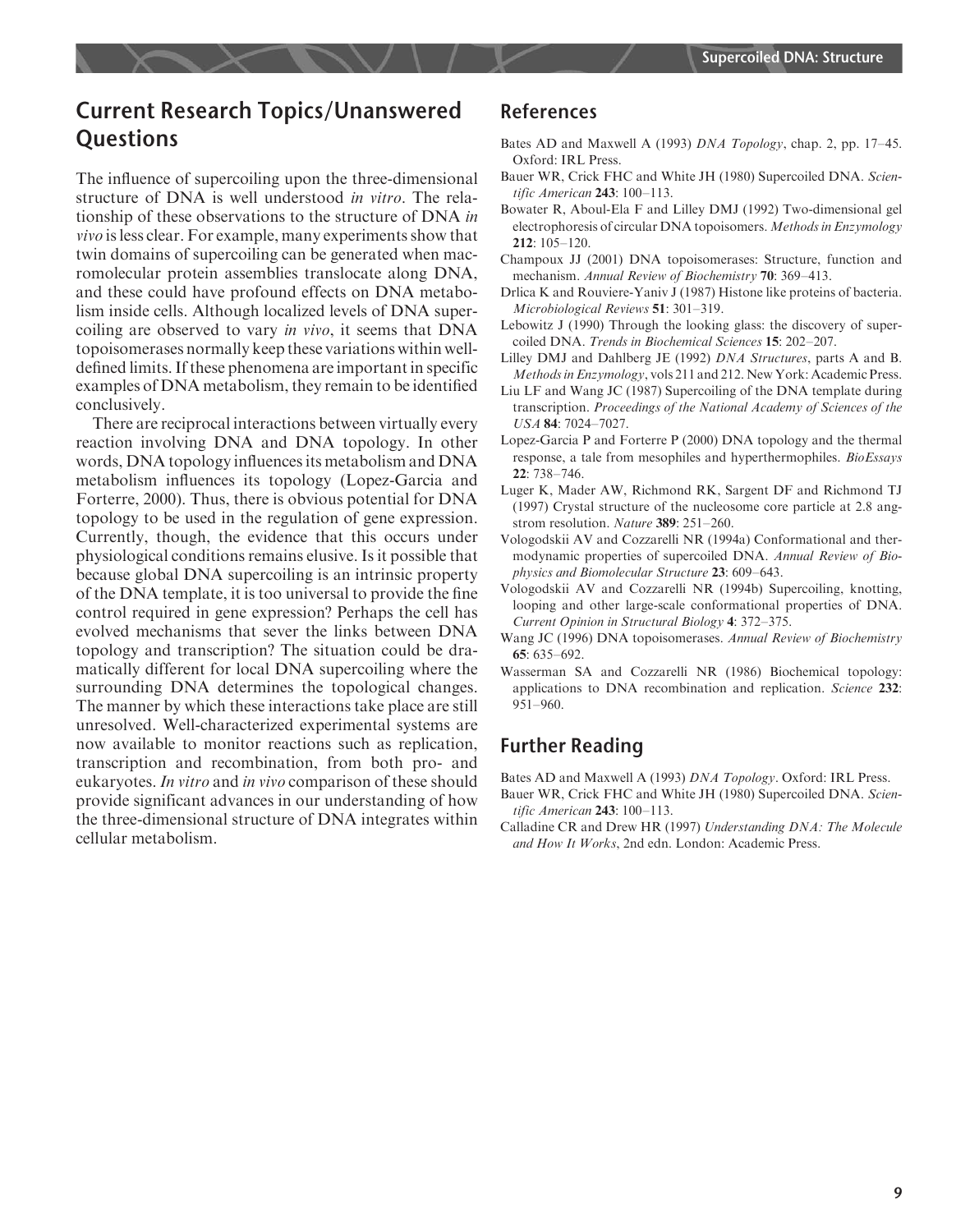## Current Research Topics/Unanswered Questions

The influence of supercoiling upon the three-dimensional structure of DNA is well understood *in vitro*. The relationship of these observations to the structure of DNA *in vivo* is less clear. For example, many experiments show that twin domains of supercoiling can be generated when macromolecular protein assemblies translocate along DNA, and these could have profound effects on DNA metabolism inside cells. Although localized levels of DNA supercoiling are observed to vary *in vivo*, it seems that DNA topoisomerases normally keep these variations within well-defined limits. If these phenomena are important in specific examples of DNA metabolism, they remain to be identified conclusively.

There are reciprocal interactions between virtually every reaction involving DNA and DNA topology. In other words, DNA topology influences its metabolism and DNA metabolism influences its topology (Lopez-Garcia and Forterre, 2000). Thus, there is obvious potential for DNA topology to be used in the regulation of gene expression. Currently, though, the evidence that this occurs under physiological conditions remains elusive. Is it possible that because global DNA supercoiling is an intrinsic property of the DNA template, it is too universal to provide the fine control required in gene expression? Perhaps the cell has evolved mechanisms that sever the links between DNA topology and transcription? The situation could be dramatically different for local DNA supercoiling where the surrounding DNA determines the topological changes. The manner by which these interactions take place are still unresolved. Well-characterized experimental systems are now available to monitor reactions such as replication, transcription and recombination, from both pro- and eukaryotes. *In vitro* and *in vivo* comparison of these should provide significant advances in our understanding of how the three-dimensional structure of DNA integrates within cellular metabolism.

## References

Bates AD and Maxwell A (1993) *DNA Topology*, chap. 2, pp. 17–45. Oxford: IRL Press.

Bauer WR, Crick FHC and White JH (1980) Supercoiled DNA. *Scientific American* **243**: 100–113.

Bowater R, Aboul-Ela F and Lilley DMJ (1992) Two-dimensional gel electrophoresis of circular DNA topoisomers. *Methods in Enzymology* **212**: 105–120.

Champoux JJ (2001) DNA topoisomerases: Structure, function and mechanism. *Annual Review of Biochemistry* **70**: 369–413.

Drlica K and Rouviere-Yaniv J (1987) Histone like proteins of bacteria. *Microbiological Reviews* **51**: 301–319.

Lebowitz J (1990) Through the looking glass: the discovery of supercoiled DNA. *Trends in Biochemical Sciences* **15**: 202–207.

Lilley DMJ and Dahlberg JE (1992) *DNA Structures*, parts A and B. *Methods in Enzymology*, vols 211 and 212. New York: Academic Press.

Liu LF and Wang JC (1987) Supercoiling of the DNA template during transcription. *Proceedings of the National Academy of Sciences of the USA* **84**: 7024–7027.

Lopez-Garcia P and Forterre P (2000) DNA topology and the thermal response, a tale from mesophiles and hyperthermophiles. *BioEssays* **22**: 738–746.

Luger K, Mader AW, Richmond RK, Sargent DF and Richmond TJ (1997) Crystal structure of the nucleosome core particle at 2.8 angstrom resolution. *Nature* **389**: 251–260.

Vologodskii AV and Cozzarelli NR (1994a) Conformational and thermodynamic properties of supercoiled DNA. *Annual Review of Biophysics and Biomolecular Structure* **23**: 609–643.

Vologodskii AV and Cozzarelli NR (1994b) Supercoiling, knotting, looping and other large-scale conformational properties of DNA. *Current Opinion in Structural Biology* **4**: 372–375.

Wang JC (1996) DNA topoisomerases. *Annual Review of Biochemistry* **65**: 635–692.

Wasserman SA and Cozzarelli NR (1986) Biochemical topology: applications to DNA recombination and replication. *Science* **232**: 951–960.

## Further Reading

Bates AD and Maxwell A (1993) *DNA Topology*. Oxford: IRL Press.

Bauer WR, Crick FHC and White JH (1980) Supercoiled DNA. *Scientific American* **243**: 100–113.

Calladine CR and Drew HR (1997) *Understanding DNA: The Molecule and How It Works*, 2nd edn. London: Academic Press.